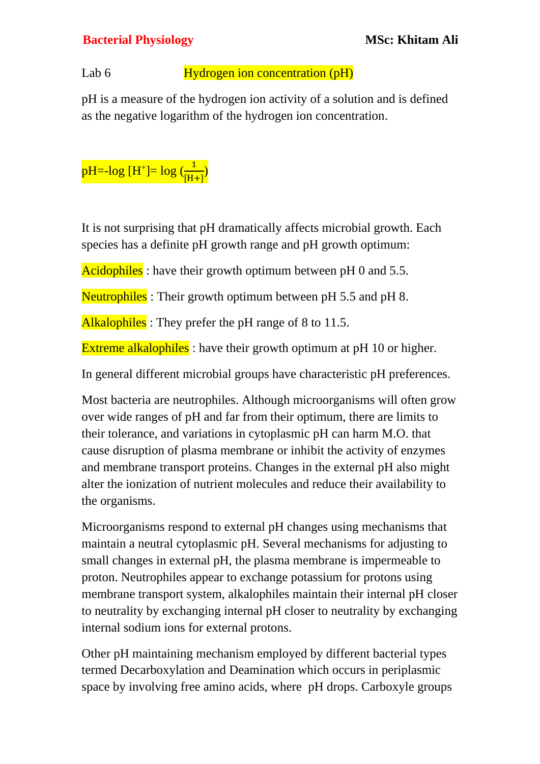Lab 6 **Hydrogen ion concentration (pH)**

pH is a measure of the hydrogen ion activity of a solution and is defined as the negative logarithm of the hydrogen ion concentration.

$$pH = -\log [H^+] = \log \left(\frac{1}{[H+]}\right)$$

It is not surprising that pH dramatically affects microbial growth. Each species has a definite pH growth range and pH growth optimum:

**Acidophiles** : have their growth optimum between pH 0 and 5.5.

**Neutrophiles** : Their growth optimum between pH 5.5 and pH 8.

**Alkalophiles** : They prefer the pH range of 8 to 11.5.

**Extreme alkalophiles** : have their growth optimum at pH 10 or higher.

In general different microbial groups have characteristic pH preferences.

Most bacteria are neutrophiles. Although microorganisms will often grow over wide ranges of pH and far from their optimum, there are limits to their tolerance, and variations in cytoplasmic pH can harm M.O. that cause disruption of plasma membrane or inhibit the activity of enzymes and membrane transport proteins. Changes in the external pH also might alter the ionization of nutrient molecules and reduce their availability to the organisms.

Microorganisms respond to external pH changes using mechanisms that maintain a neutral cytoplasmic pH. Several mechanisms for adjusting to small changes in external pH, the plasma membrane is impermeable to proton. Neutrophiles appear to exchange potassium for protons using membrane transport system, alkalophiles maintain their internal pH closer to neutrality by exchanging internal pH closer to neutrality by exchanging internal sodium ions for external protons.

Other pH maintaining mechanism employed by different bacterial types termed Decarboxylation and Deamination which occurs in periplasmic space by involving free amino acids, where pH drops. Carboxyle groups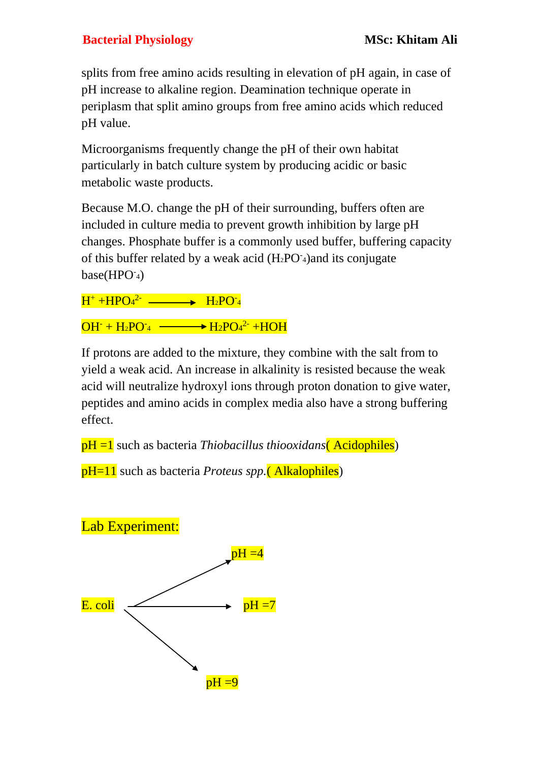splits from free amino acids resulting in elevation of pH again, in case of pH increase to alkaline region. Deamination technique operate in periplasm that split amino groups from free amino acids which reduced pH value.

Microorganisms frequently change the pH of their own habitat particularly in batch culture system by producing acidic or basic metabolic waste products.

Because M.O. change the pH of their surrounding, buffers often are included in culture media to prevent growth inhibition by large pH changes. Phosphate buffer is a commonly used buffer, buffering capacity of this buffer related by a weak acid ($H_2PO^-_4$)and its conjugate base($HPO^-_4$)

$H^+ + HPO_4^{2-} \longrightarrow H_2PO^-_4$

$OH^- + H_2PO^-_4 \longrightarrow H_2PO_4^{2-} + HOH$

If protons are added to the mixture, they combine with the salt from to yield a weak acid. An increase in alkalinity is resisted because the weak acid will neutralize hydroxyl ions through proton donation to give water, peptides and amino acids in complex media also have a strong buffering effect.

pH =1 such as bacteria *Thiobacillus thiooxidans*( Acidophiles)

pH=11 such as bacteria *Proteus spp.*( Alkalophiles)

## Lab Experiment:

E. coli → pH =4

E. coli → pH =7

E. coli → pH =9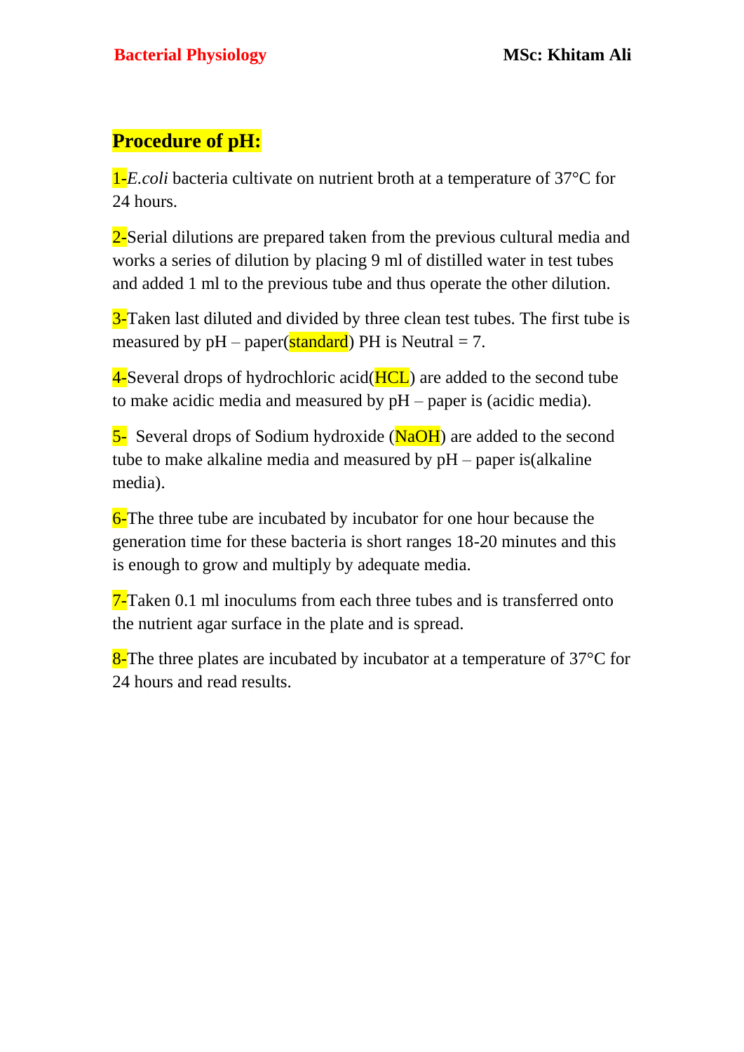## Procedure of pH:

1-*E.coli* bacteria cultivate on nutrient broth at a temperature of 37°C for 24 hours.

2-Serial dilutions are prepared taken from the previous cultural media and works a series of dilution by placing 9 ml of distilled water in test tubes and added 1 ml to the previous tube and thus operate the other dilution.

3-Taken last diluted and divided by three clean test tubes. The first tube is measured by pH – paper(standard) PH is Neutral = 7.

4-Several drops of hydrochloric acid(HCL) are added to the second tube to make acidic media and measured by pH – paper is (acidic media).

5- Several drops of Sodium hydroxide (NaOH) are added to the second tube to make alkaline media and measured by pH – paper is(alkaline media).

6-The three tube are incubated by incubator for one hour because the generation time for these bacteria is short ranges 18-20 minutes and this is enough to grow and multiply by adequate media.

7-Taken 0.1 ml inoculums from each three tubes and is transferred onto the nutrient agar surface in the plate and is spread.

8-The three plates are incubated by incubator at a temperature of 37°C for 24 hours and read results.